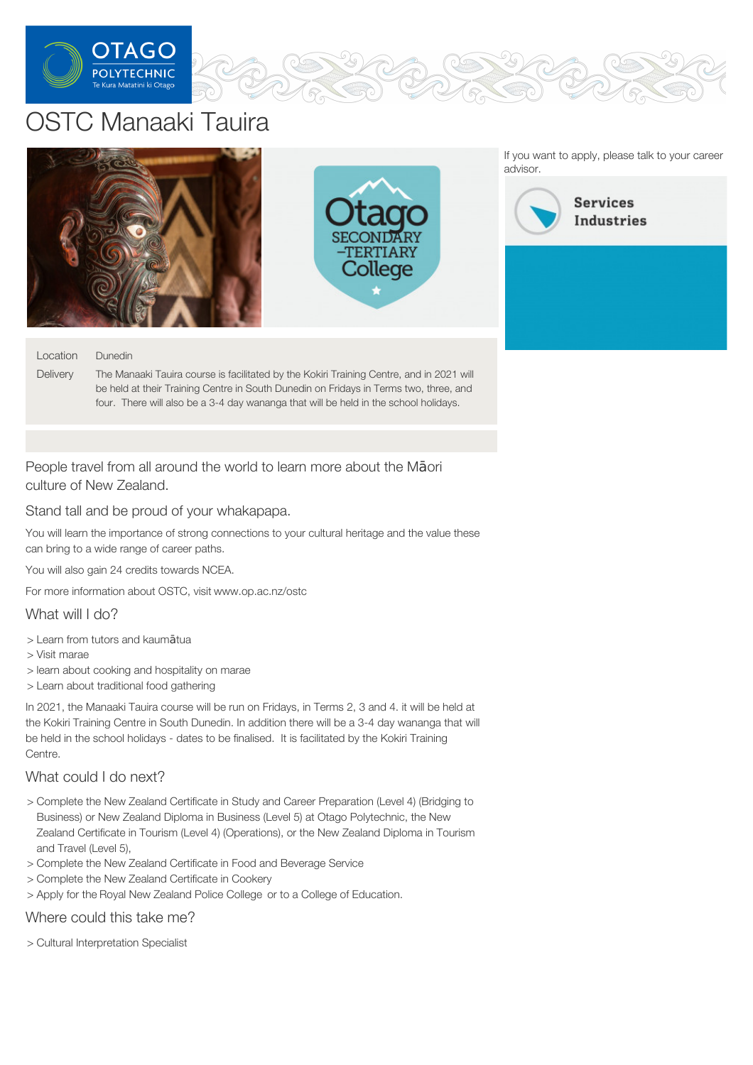# OSTC Manaaki Tauira

If you want to apply, please talk to your career advisor.

Services Industries

| | |
|---|---|
| Location | Dunedin |
| Delivery | The Manaaki Tauira course is facilitated by the Kokiri Training Centre, and in 2021 will be held at their Training Centre in South Dunedin on Fridays in Terms two, three, and four. There will also be a 3-4 day wananga that will be held in the school holidays. |

## People travel from all around the world to learn more about the Māori culture of New Zealand.

## Stand tall and be proud of your whakapapa.

You will learn the importance of strong connections to your cultural heritage and the value these can bring to a wide range of career paths.

You will also gain 24 credits towards NCEA.

For more information about OSTC, visit www.op.ac.nz/ostc

## What will I do?

> Learn from tutors and kaumātua
> Visit marae
> learn about cooking and hospitality on marae
> Learn about traditional food gathering

In 2021, the Manaaki Tauira course will be run on Fridays, in Terms 2, 3 and 4. it will be held at the Kokiri Training Centre in South Dunedin. In addition there will be a 3-4 day wananga that will be held in the school holidays - dates to be finalised. It is facilitated by the Kokiri Training Centre.

## What could I do next?

> Complete the New Zealand Certificate in Study and Career Preparation (Level 4) (Bridging to Business) or New Zealand Diploma in Business (Level 5) at Otago Polytechnic, the New Zealand Certificate in Tourism (Level 4) (Operations), or the New Zealand Diploma in Tourism and Travel (Level 5),
> Complete the New Zealand Certificate in Food and Beverage Service
> Complete the New Zealand Certificate in Cookery
> Apply for the Royal New Zealand Police College or to a College of Education.

## Where could this take me?

> Cultural Interpretation Specialist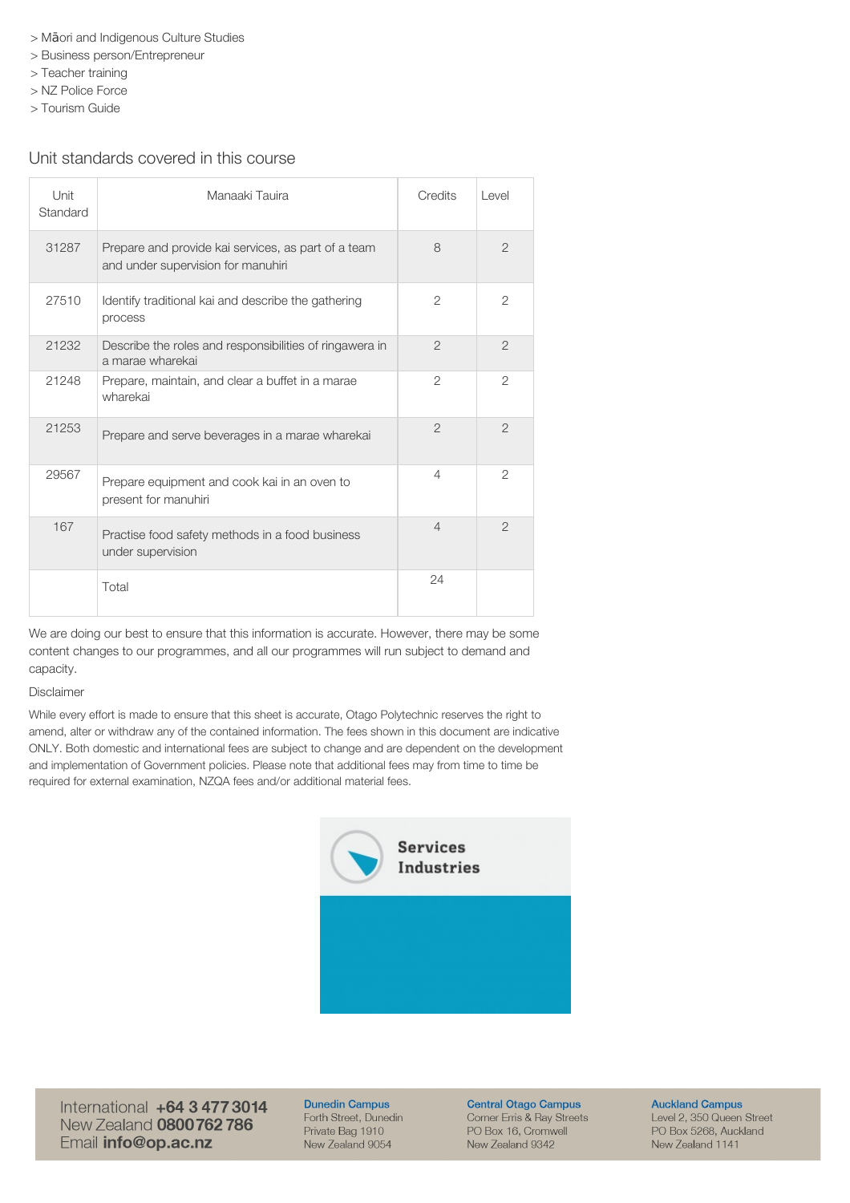> Māori and Indigenous Culture Studies
> Business person/Entrepreneur
> Teacher training
> NZ Police Force
> Tourism Guide

## Unit standards covered in this course

| Unit Standard | Manaaki Tauira | Credits | Level |
|---|---|---|---|
| 31287 | Prepare and provide kai services, as part of a team and under supervision for manuhiri | 8 | 2 |
| 27510 | Identify traditional kai and describe the gathering process | 2 | 2 |
| 21232 | Describe the roles and responsibilities of ringawera in a marae wharekai | 2 | 2 |
| 21248 | Prepare, maintain, and clear a buffet in a marae wharekai | 2 | 2 |
| 21253 | Prepare and serve beverages in a marae wharekai | 2 | 2 |
| 29567 | Prepare equipment and cook kai in an oven to present for manuhiri | 4 | 2 |
| 167 | Practise food safety methods in a food business under supervision | 4 | 2 |
| | Total | 24 | |

We are doing our best to ensure that this information is accurate. However, there may be some content changes to our programmes, and all our programmes will run subject to demand and capacity.

Disclaimer

While every effort is made to ensure that this sheet is accurate, Otago Polytechnic reserves the right to amend, alter or withdraw any of the contained information. The fees shown in this document are indicative ONLY. Both domestic and international fees are subject to change and are dependent on the development and implementation of Government policies. Please note that additional fees may from time to time be required for external examination, NZQA fees and/or additional material fees.

**Services Industries**

International **+64 3 477 3014**
New Zealand **0800 762 786**
Email **info@op.ac.nz**

**Dunedin Campus**
Forth Street, Dunedin
Private Bag 1910
New Zealand 9054

**Central Otago Campus**
Corner Erris & Ray Streets
PO Box 16, Cromwell
New Zealand 9342

**Auckland Campus**
Level 2, 350 Queen Street
PO Box 5268, Auckland
New Zealand 1141